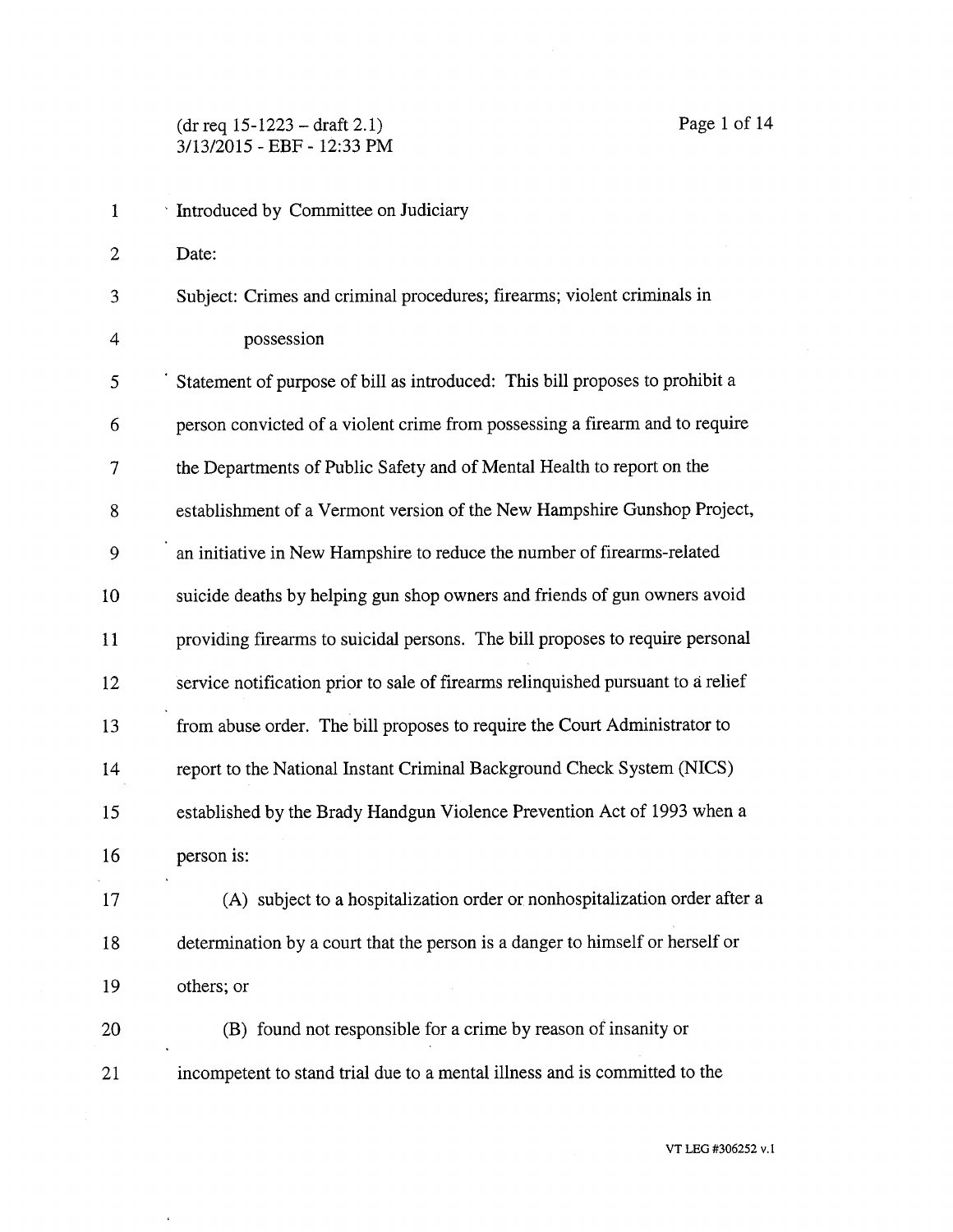(dr req 15-1223 – draft 2.1)
3/13/2015 - EBF - 12:33 PM

Introduced by Committee on Judiciary

Date:

Subject: Crimes and criminal procedures; firearms; violent criminals in possession

Statement of purpose of bill as introduced: This bill proposes to prohibit a person convicted of a violent crime from possessing a firearm and to require the Departments of Public Safety and of Mental Health to report on the establishment of a Vermont version of the New Hampshire Gunshop Project, an initiative in New Hampshire to reduce the number of firearms-related suicide deaths by helping gun shop owners and friends of gun owners avoid providing firearms to suicidal persons. The bill proposes to require personal service notification prior to sale of firearms relinquished pursuant to a relief from abuse order. The bill proposes to require the Court Administrator to report to the National Instant Criminal Background Check System (NICS) established by the Brady Handgun Violence Prevention Act of 1993 when a person is:

(A) subject to a hospitalization order or nonhospitalization order after a determination by a court that the person is a danger to himself or herself or others; or

(B) found not responsible for a crime by reason of insanity or incompetent to stand trial due to a mental illness and is committed to the

VT LEG #306252 v.1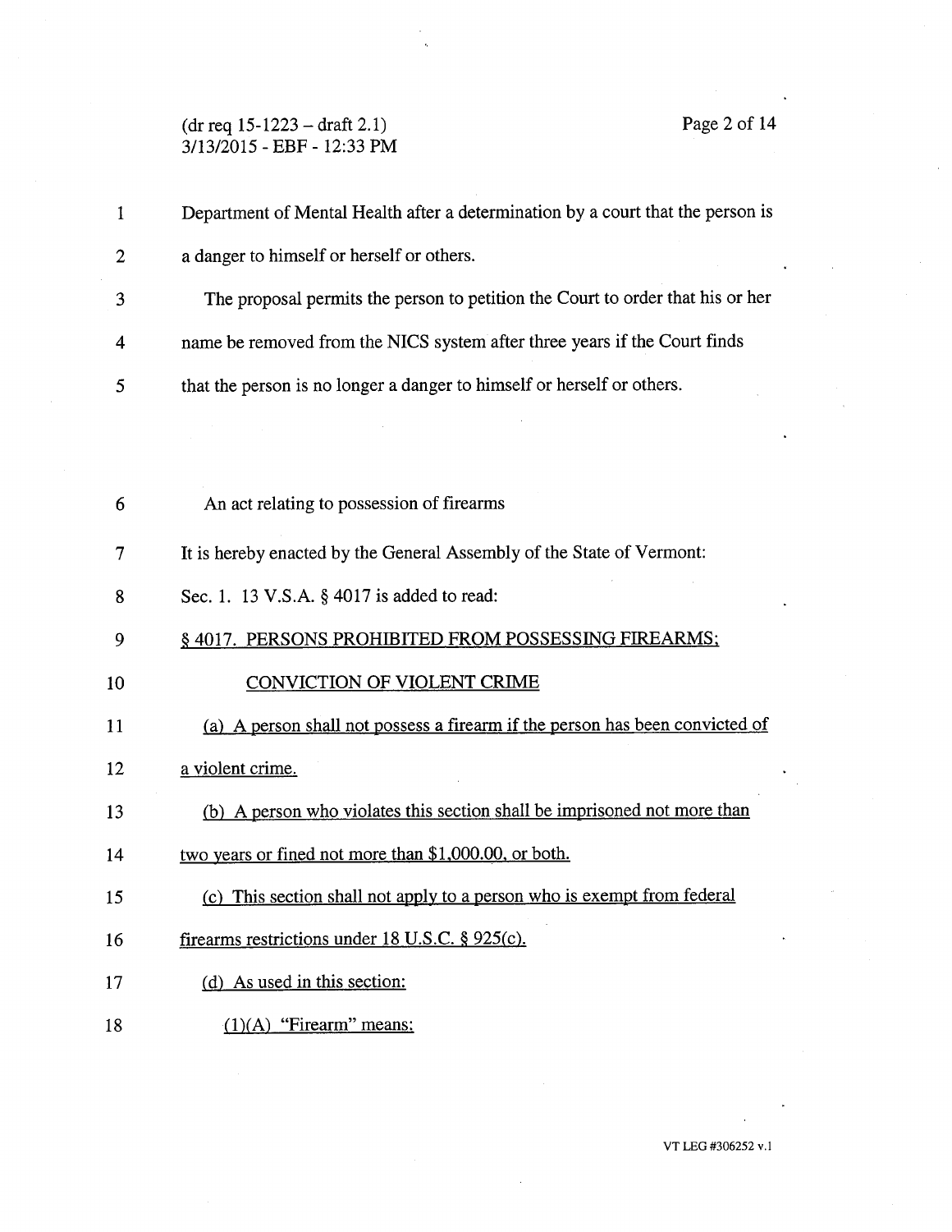Department of Mental Health after a determination by a court that the person is a danger to himself or herself or others.

The proposal permits the person to petition the Court to order that his or her name be removed from the NICS system after three years if the Court finds that the person is no longer a danger to himself or herself or others.

An act relating to possession of firearms

It is hereby enacted by the General Assembly of the State of Vermont:

Sec. 1. 13 V.S.A. § 4017 is added to read:

§ 4017. PERSONS PROHIBITED FROM POSSESSING FIREARMS; CONVICTION OF VIOLENT CRIME

(a) A person shall not possess a firearm if the person has been convicted of a violent crime.

(b) A person who violates this section shall be imprisoned not more than two years or fined not more than $1,000.00, or both.

(c) This section shall not apply to a person who is exempt from federal firearms restrictions under 18 U.S.C. § 925(c).

(d) As used in this section:

(1)(A) "Firearm" means: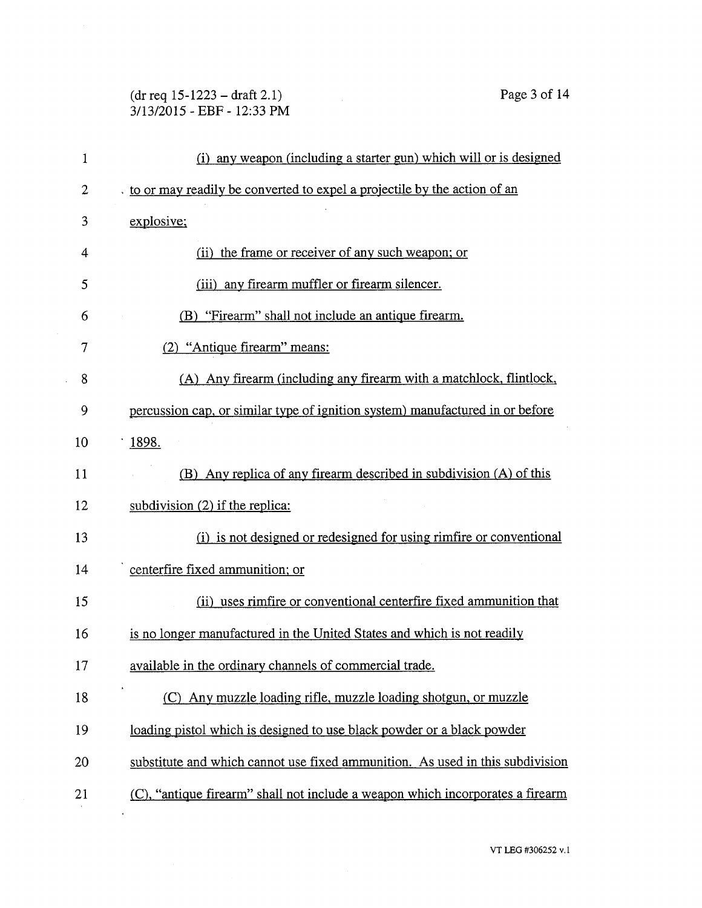(i) any weapon (including a starter gun) which will or is designed to or may readily be converted to expel a projectile by the action of an explosive;

(ii) the frame or receiver of any such weapon; or

(iii) any firearm muffler or firearm silencer.

(B) "Firearm" shall not include an antique firearm.

(2) "Antique firearm" means:

(A) Any firearm (including any firearm with a matchlock, flintlock, percussion cap, or similar type of ignition system) manufactured in or before 1898.

(B) Any replica of any firearm described in subdivision (A) of this subdivision (2) if the replica:

(i) is not designed or redesigned for using rimfire or conventional centerfire fixed ammunition; or

(ii) uses rimfire or conventional centerfire fixed ammunition that is no longer manufactured in the United States and which is not readily available in the ordinary channels of commercial trade.

(C) Any muzzle loading rifle, muzzle loading shotgun, or muzzle loading pistol which is designed to use black powder or a black powder substitute and which cannot use fixed ammunition. As used in this subdivision (C), "antique firearm" shall not include a weapon which incorporates a firearm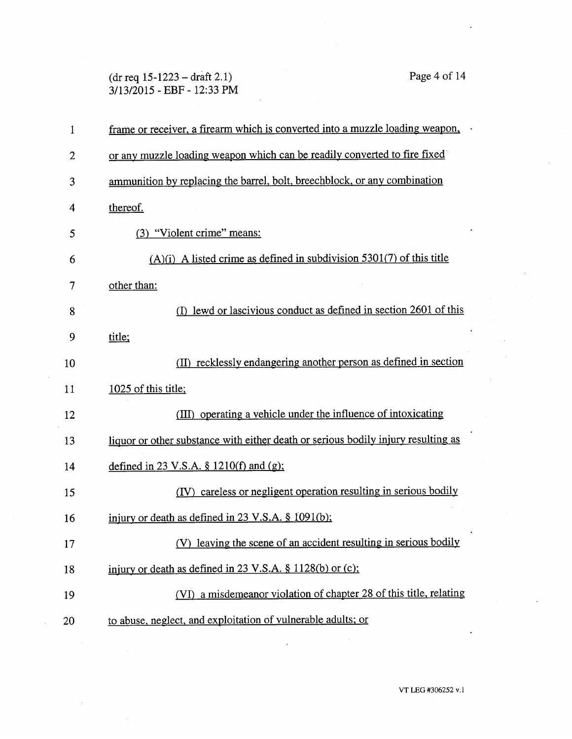frame or receiver, a firearm which is converted into a muzzle loading weapon, or any muzzle loading weapon which can be readily converted to fire fixed ammunition by replacing the barrel, bolt, breechblock, or any combination thereof.

(3) "Violent crime" means:

(A)(i) A listed crime as defined in subdivision 5301(7) of this title other than:

(I) lewd or lascivious conduct as defined in section 2601 of this title;

(II) recklessly endangering another person as defined in section 1025 of this title;

(III) operating a vehicle under the influence of intoxicating liquor or other substance with either death or serious bodily injury resulting as defined in 23 V.S.A. § 1210(f) and (g);

(IV) careless or negligent operation resulting in serious bodily injury or death as defined in 23 V.S.A. § 1091(b);

(V) leaving the scene of an accident resulting in serious bodily injury or death as defined in 23 V.S.A. § 1128(b) or (c);

(VI) a misdemeanor violation of chapter 28 of this title, relating to abuse, neglect, and exploitation of vulnerable adults; or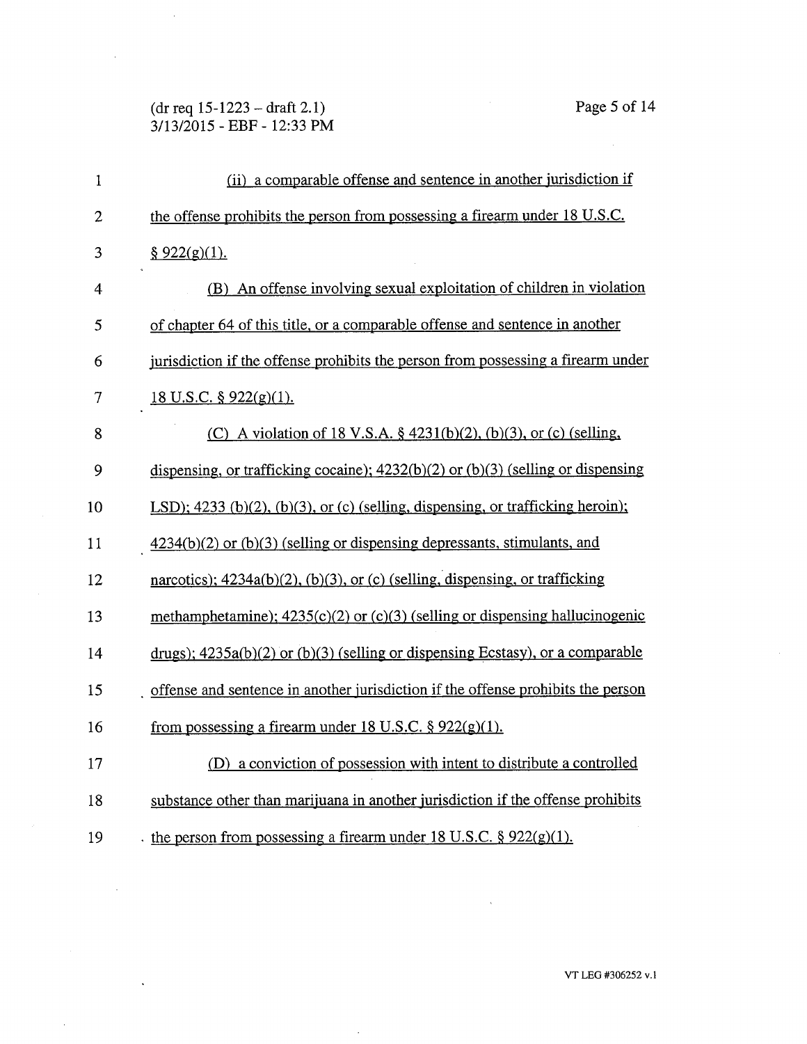(ii) a comparable offense and sentence in another jurisdiction if the offense prohibits the person from possessing a firearm under 18 U.S.C. § 922(g)(1).

(B) An offense involving sexual exploitation of children in violation of chapter 64 of this title, or a comparable offense and sentence in another jurisdiction if the offense prohibits the person from possessing a firearm under 18 U.S.C. § 922(g)(1).

(C) A violation of 18 V.S.A. § 4231(b)(2), (b)(3), or (c) (selling, dispensing, or trafficking cocaine); 4232(b)(2) or (b)(3) (selling or dispensing LSD); 4233 (b)(2), (b)(3), or (c) (selling, dispensing, or trafficking heroin); 4234(b)(2) or (b)(3) (selling or dispensing depressants, stimulants, and narcotics); 4234a(b)(2), (b)(3), or (c) (selling, dispensing, or trafficking methamphetamine); 4235(c)(2) or (c)(3) (selling or dispensing hallucinogenic drugs); 4235a(b)(2) or (b)(3) (selling or dispensing Ecstasy), or a comparable offense and sentence in another jurisdiction if the offense prohibits the person from possessing a firearm under 18 U.S.C. § 922(g)(1).

(D) a conviction of possession with intent to distribute a controlled substance other than marijuana in another jurisdiction if the offense prohibits the person from possessing a firearm under 18 U.S.C. § 922(g)(1).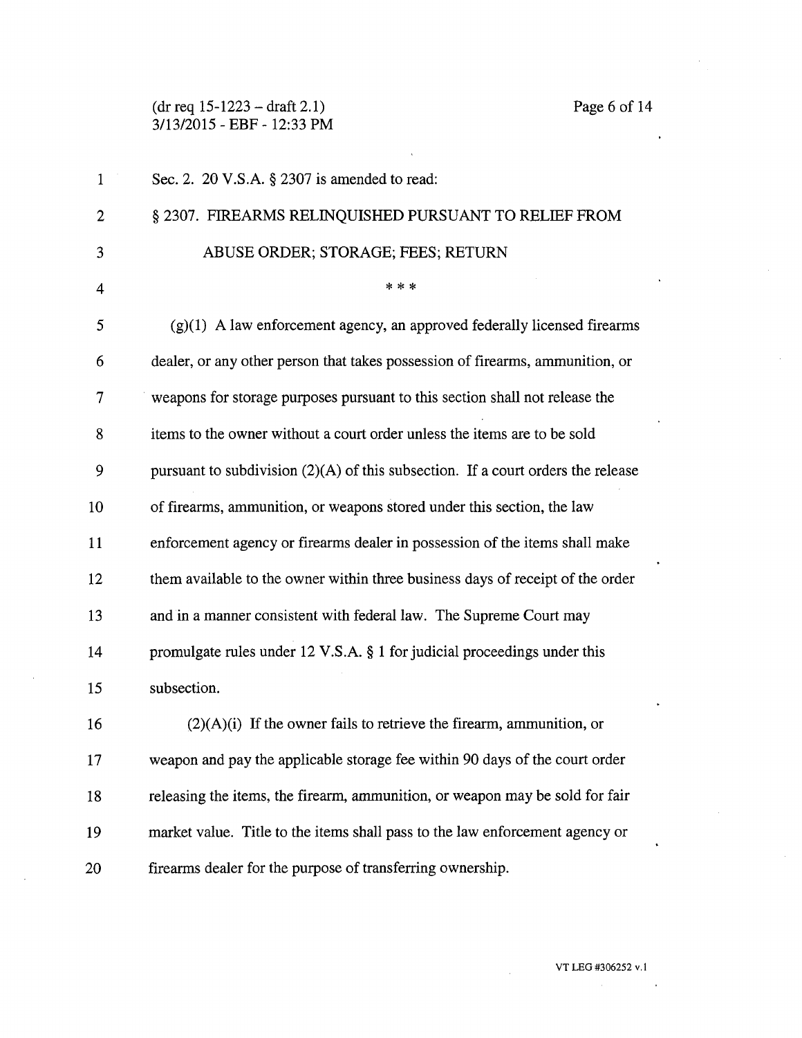Sec. 2. 20 V.S.A. § 2307 is amended to read:

§ 2307. FIREARMS RELINQUISHED PURSUANT TO RELIEF FROM ABUSE ORDER; STORAGE; FEES; RETURN

\* \* \*

(g)(1) A law enforcement agency, an approved federally licensed firearms dealer, or any other person that takes possession of firearms, ammunition, or weapons for storage purposes pursuant to this section shall not release the items to the owner without a court order unless the items are to be sold pursuant to subdivision (2)(A) of this subsection. If a court orders the release of firearms, ammunition, or weapons stored under this section, the law enforcement agency or firearms dealer in possession of the items shall make them available to the owner within three business days of receipt of the order and in a manner consistent with federal law. The Supreme Court may promulgate rules under 12 V.S.A. § 1 for judicial proceedings under this subsection.

(2)(A)(i) If the owner fails to retrieve the firearm, ammunition, or weapon and pay the applicable storage fee within 90 days of the court order releasing the items, the firearm, ammunition, or weapon may be sold for fair market value. Title to the items shall pass to the law enforcement agency or firearms dealer for the purpose of transferring ownership.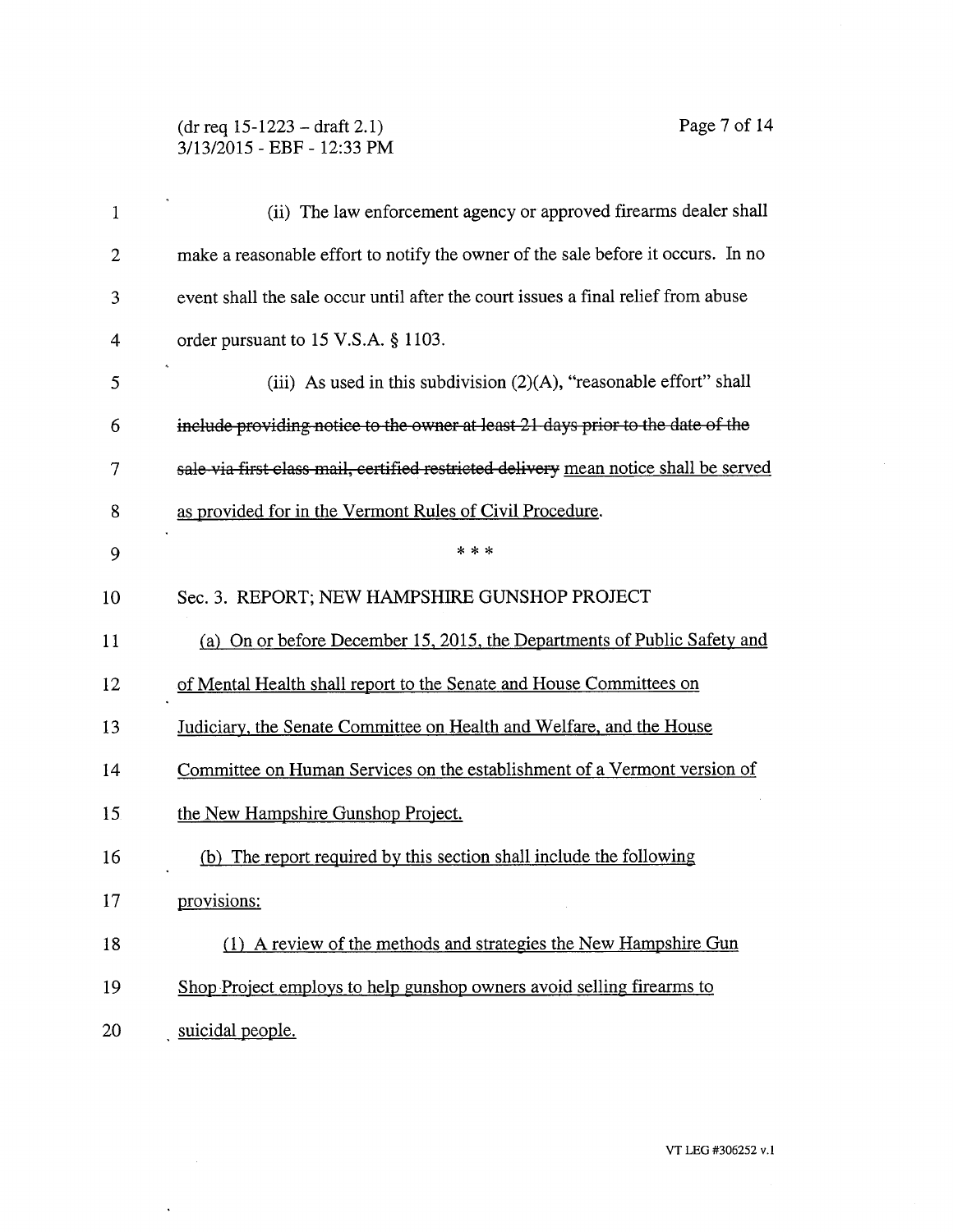(ii) The law enforcement agency or approved firearms dealer shall make a reasonable effort to notify the owner of the sale before it occurs. In no event shall the sale occur until after the court issues a final relief from abuse order pursuant to 15 V.S.A. § 1103.

(iii) As used in this subdivision (2)(A), "reasonable effort" shall ~~include providing notice to the owner at least 21 days prior to the date of the sale via first class mail, certified restricted delivery~~ <u>mean notice shall be served as provided for in the Vermont Rules of Civil Procedure</u>.

\* \* \*

Sec. 3. REPORT; NEW HAMPSHIRE GUNSHOP PROJECT

<u>(a) On or before December 15, 2015, the Departments of Public Safety and of Mental Health shall report to the Senate and House Committees on Judiciary, the Senate Committee on Health and Welfare, and the House Committee on Human Services on the establishment of a Vermont version of the New Hampshire Gunshop Project.</u>

<u>(b) The report required by this section shall include the following provisions:</u>

<u>(1) A review of the methods and strategies the New Hampshire Gun Shop Project employs to help gunshop owners avoid selling firearms to suicidal people.</u>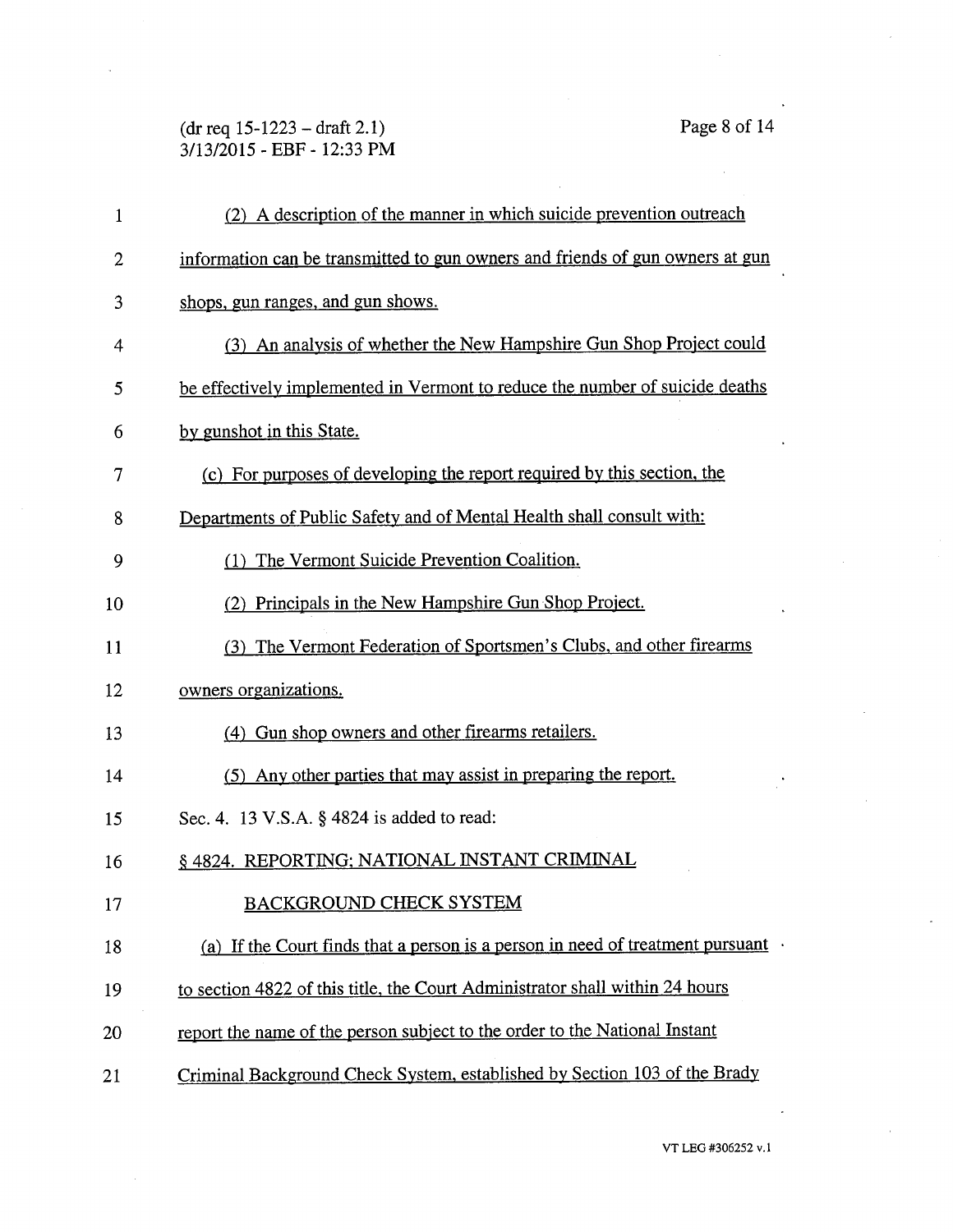(2) A description of the manner in which suicide prevention outreach information can be transmitted to gun owners and friends of gun owners at gun shops, gun ranges, and gun shows.

(3) An analysis of whether the New Hampshire Gun Shop Project could be effectively implemented in Vermont to reduce the number of suicide deaths by gunshot in this State.

(c) For purposes of developing the report required by this section, the Departments of Public Safety and of Mental Health shall consult with:

(1) The Vermont Suicide Prevention Coalition.

(2) Principals in the New Hampshire Gun Shop Project.

(3) The Vermont Federation of Sportsmen's Clubs, and other firearms owners organizations.

(4) Gun shop owners and other firearms retailers.

(5) Any other parties that may assist in preparing the report.

Sec. 4. 13 V.S.A. § 4824 is added to read:

§ 4824. REPORTING; NATIONAL INSTANT CRIMINAL BACKGROUND CHECK SYSTEM

(a) If the Court finds that a person is a person in need of treatment pursuant to section 4822 of this title, the Court Administrator shall within 24 hours report the name of the person subject to the order to the National Instant Criminal Background Check System, established by Section 103 of the Brady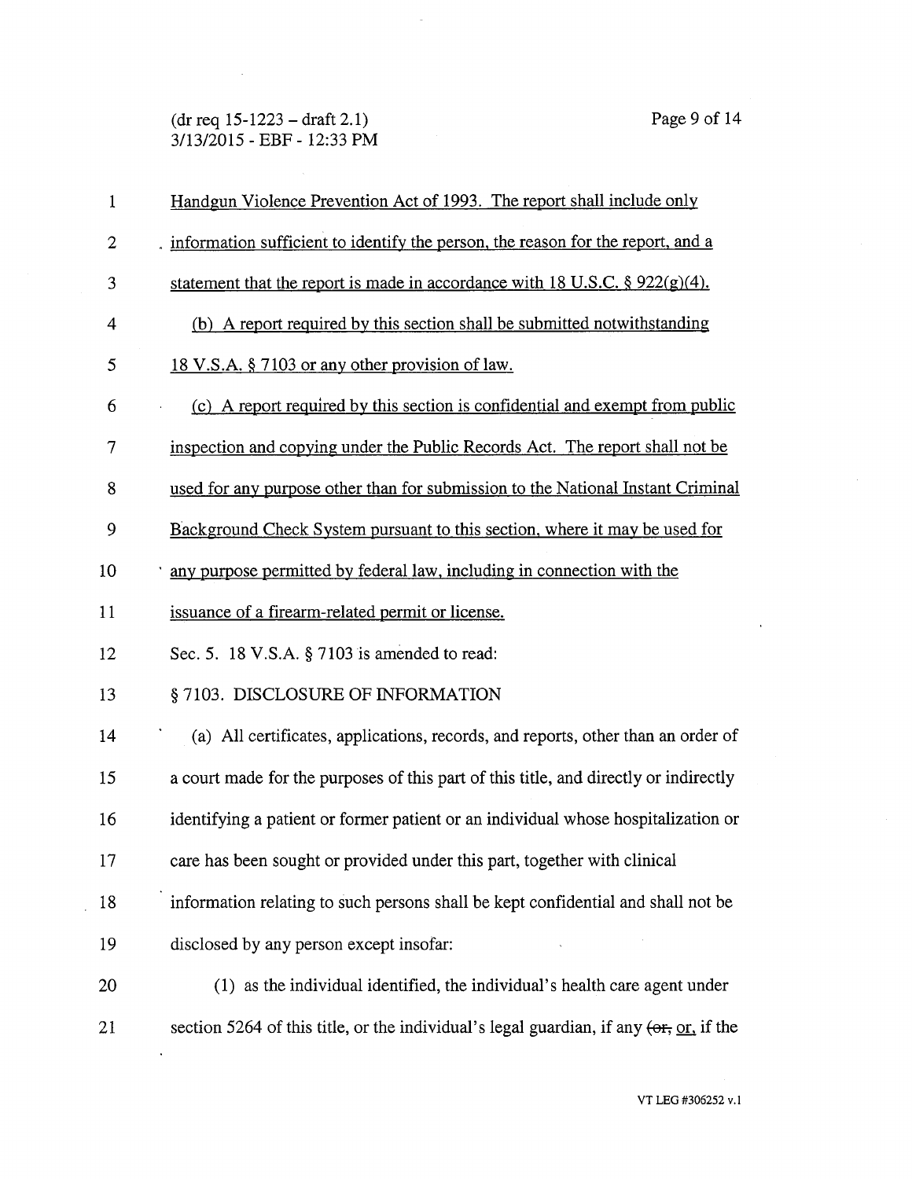Handgun Violence Prevention Act of 1993. The report shall include only information sufficient to identify the person, the reason for the report, and a statement that the report is made in accordance with 18 U.S.C. § 922(g)(4).

(b) A report required by this section shall be submitted notwithstanding 18 V.S.A. § 7103 or any other provision of law.

(c) A report required by this section is confidential and exempt from public inspection and copying under the Public Records Act. The report shall not be used for any purpose other than for submission to the National Instant Criminal Background Check System pursuant to this section, where it may be used for any purpose permitted by federal law, including in connection with the issuance of a firearm-related permit or license.

Sec. 5. 18 V.S.A. § 7103 is amended to read:

§ 7103. DISCLOSURE OF INFORMATION

(a) All certificates, applications, records, and reports, other than an order of a court made for the purposes of this part of this title, and directly or indirectly identifying a patient or former patient or an individual whose hospitalization or care has been sought or provided under this part, together with clinical information relating to such persons shall be kept confidential and shall not be disclosed by any person except insofar:

(1) as the individual identified, the individual's health care agent under section 5264 of this title, or the individual's legal guardian, if any ~~(or,~~ or, if the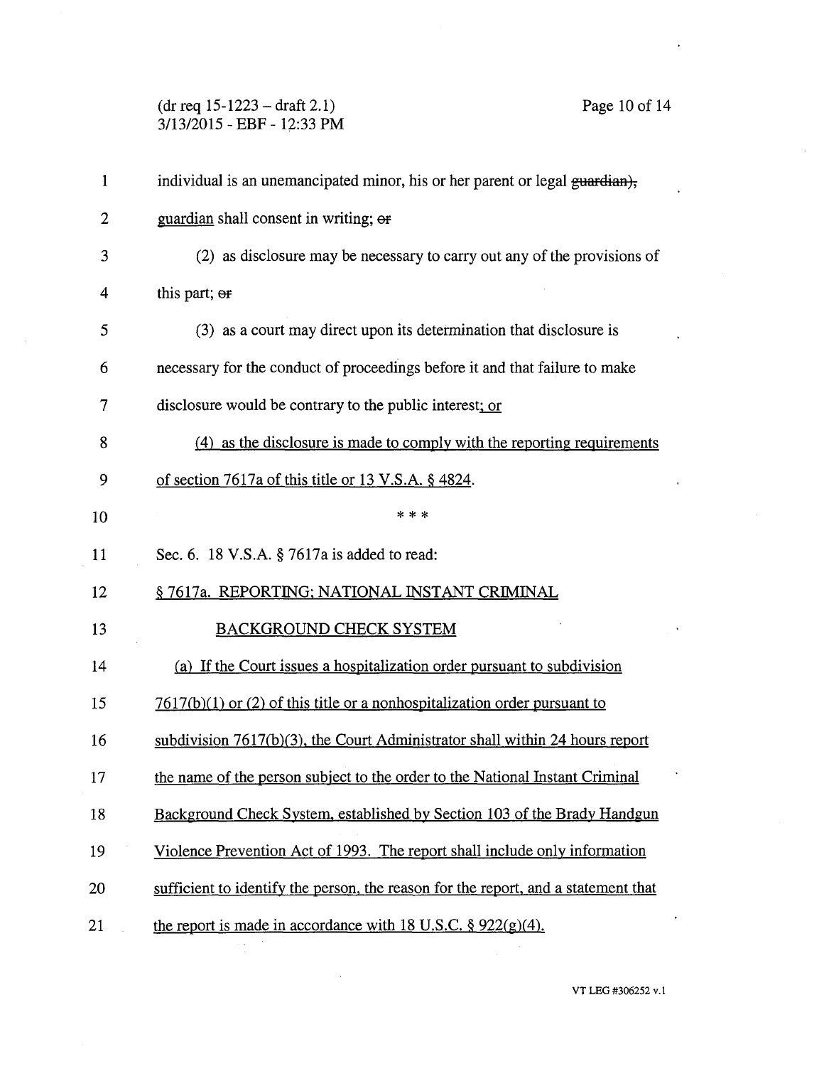individual is an unemancipated minor, his or her parent or legal ~~guardian),~~ guardian shall consent in writing; ~~or~~

(2) as disclosure may be necessary to carry out any of the provisions of this part; ~~or~~

(3) as a court may direct upon its determination that disclosure is necessary for the conduct of proceedings before it and that failure to make disclosure would be contrary to the public interest; or

(4) as the disclosure is made to comply with the reporting requirements of section 7617a of this title or 13 V.S.A. § 4824.

\* \* \*

Sec. 6. 18 V.S.A. § 7617a is added to read:

§ 7617a. REPORTING; NATIONAL INSTANT CRIMINAL BACKGROUND CHECK SYSTEM

(a) If the Court issues a hospitalization order pursuant to subdivision 7617(b)(1) or (2) of this title or a nonhospitalization order pursuant to subdivision 7617(b)(3), the Court Administrator shall within 24 hours report the name of the person subject to the order to the National Instant Criminal Background Check System, established by Section 103 of the Brady Handgun Violence Prevention Act of 1993. The report shall include only information sufficient to identify the person, the reason for the report, and a statement that the report is made in accordance with 18 U.S.C. § 922(g)(4).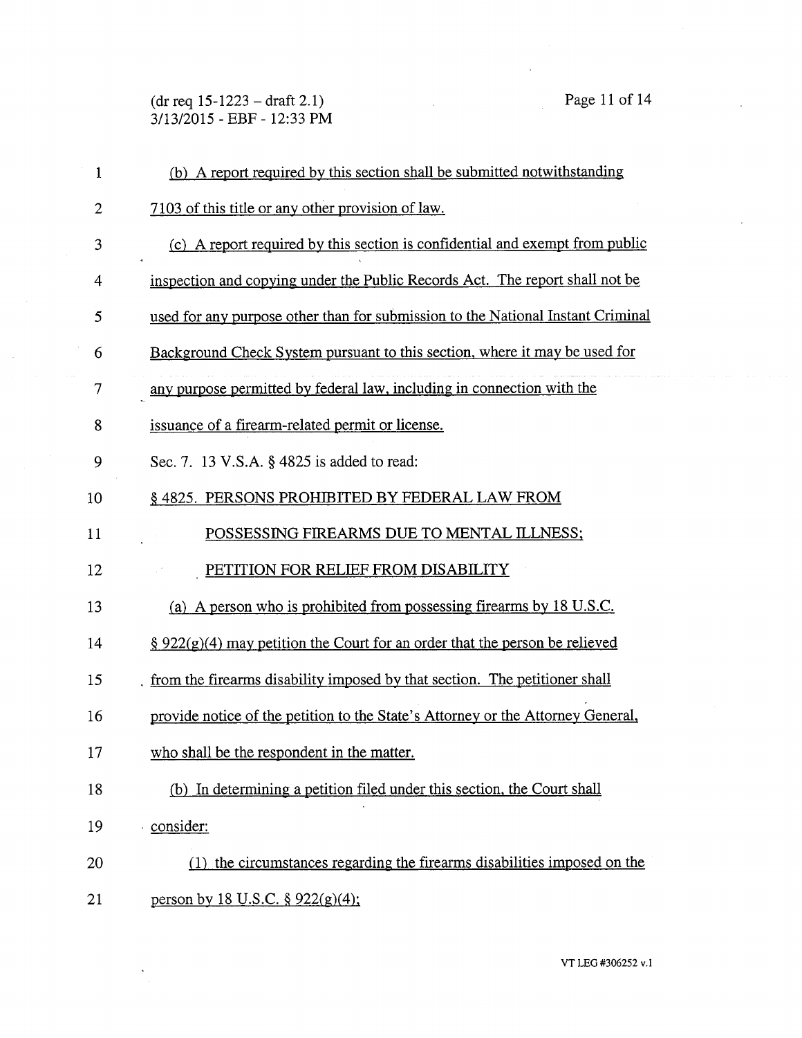(b) A report required by this section shall be submitted notwithstanding 7103 of this title or any other provision of law.

(c) A report required by this section is confidential and exempt from public inspection and copying under the Public Records Act. The report shall not be used for any purpose other than for submission to the National Instant Criminal Background Check System pursuant to this section, where it may be used for any purpose permitted by federal law, including in connection with the issuance of a firearm-related permit or license.

Sec. 7. 13 V.S.A. § 4825 is added to read:

§ 4825. PERSONS PROHIBITED BY FEDERAL LAW FROM POSSESSING FIREARMS DUE TO MENTAL ILLNESS; PETITION FOR RELIEF FROM DISABILITY

(a) A person who is prohibited from possessing firearms by 18 U.S.C. § 922(g)(4) may petition the Court for an order that the person be relieved from the firearms disability imposed by that section. The petitioner shall provide notice of the petition to the State's Attorney or the Attorney General, who shall be the respondent in the matter.

(b) In determining a petition filed under this section, the Court shall consider:

(1) the circumstances regarding the firearms disabilities imposed on the person by 18 U.S.C. § 922(g)(4);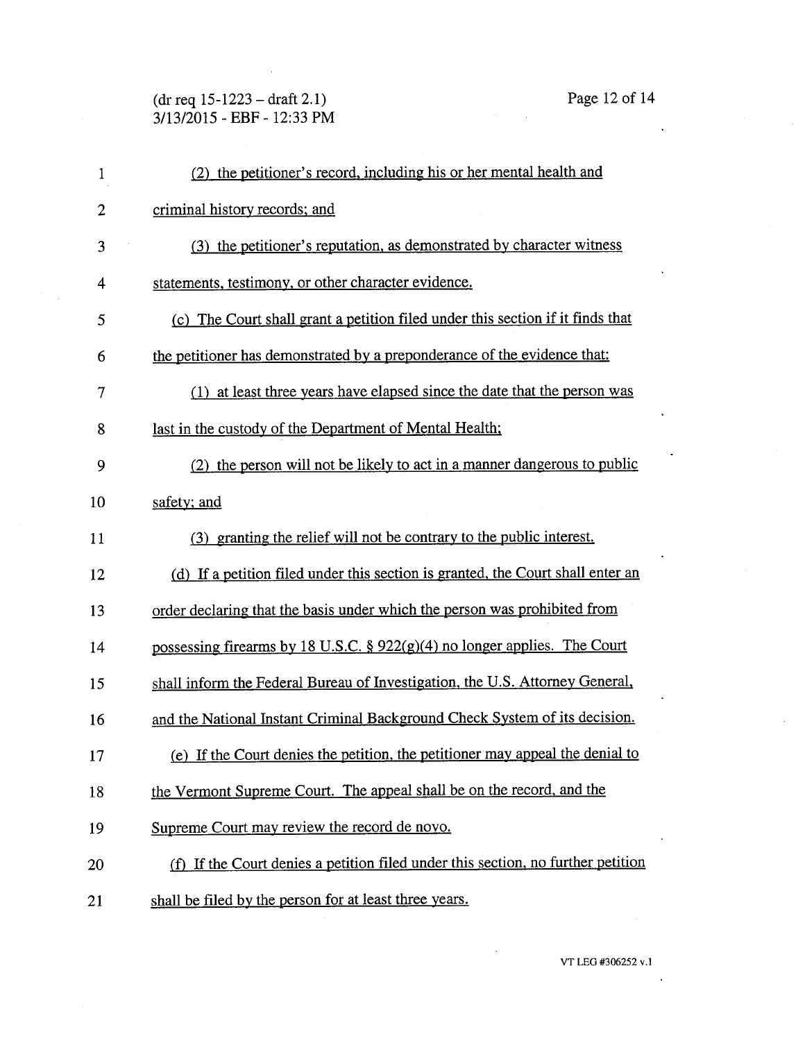(2) the petitioner's record, including his or her mental health and criminal history records; and

(3) the petitioner's reputation, as demonstrated by character witness statements, testimony, or other character evidence.

(c) The Court shall grant a petition filed under this section if it finds that the petitioner has demonstrated by a preponderance of the evidence that:

(1) at least three years have elapsed since the date that the person was last in the custody of the Department of Mental Health;

(2) the person will not be likely to act in a manner dangerous to public safety; and

(3) granting the relief will not be contrary to the public interest.

(d) If a petition filed under this section is granted, the Court shall enter an order declaring that the basis under which the person was prohibited from possessing firearms by 18 U.S.C. § 922(g)(4) no longer applies. The Court shall inform the Federal Bureau of Investigation, the U.S. Attorney General, and the National Instant Criminal Background Check System of its decision.

(e) If the Court denies the petition, the petitioner may appeal the denial to the Vermont Supreme Court. The appeal shall be on the record, and the Supreme Court may review the record de novo.

(f) If the Court denies a petition filed under this section, no further petition shall be filed by the person for at least three years.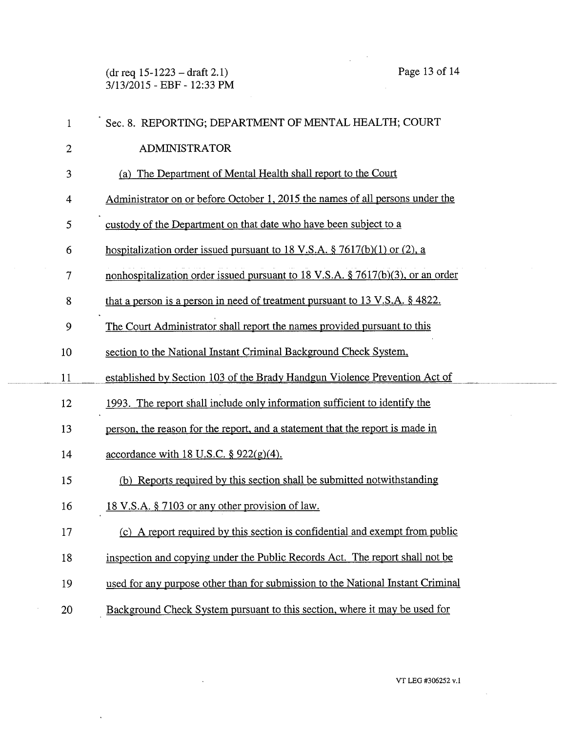Sec. 8. REPORTING; DEPARTMENT OF MENTAL HEALTH; COURT ADMINISTRATOR

(a) The Department of Mental Health shall report to the Court Administrator on or before October 1, 2015 the names of all persons under the custody of the Department on that date who have been subject to a hospitalization order issued pursuant to 18 V.S.A. § 7617(b)(1) or (2), a nonhospitalization order issued pursuant to 18 V.S.A. § 7617(b)(3), or an order that a person is a person in need of treatment pursuant to 13 V.S.A. § 4822. The Court Administrator shall report the names provided pursuant to this section to the National Instant Criminal Background Check System, established by Section 103 of the Brady Handgun Violence Prevention Act of 1993. The report shall include only information sufficient to identify the person, the reason for the report, and a statement that the report is made in accordance with 18 U.S.C. § 922(g)(4).

(b) Reports required by this section shall be submitted notwithstanding 18 V.S.A. § 7103 or any other provision of law.

(c) A report required by this section is confidential and exempt from public inspection and copying under the Public Records Act. The report shall not be used for any purpose other than for submission to the National Instant Criminal Background Check System pursuant to this section, where it may be used for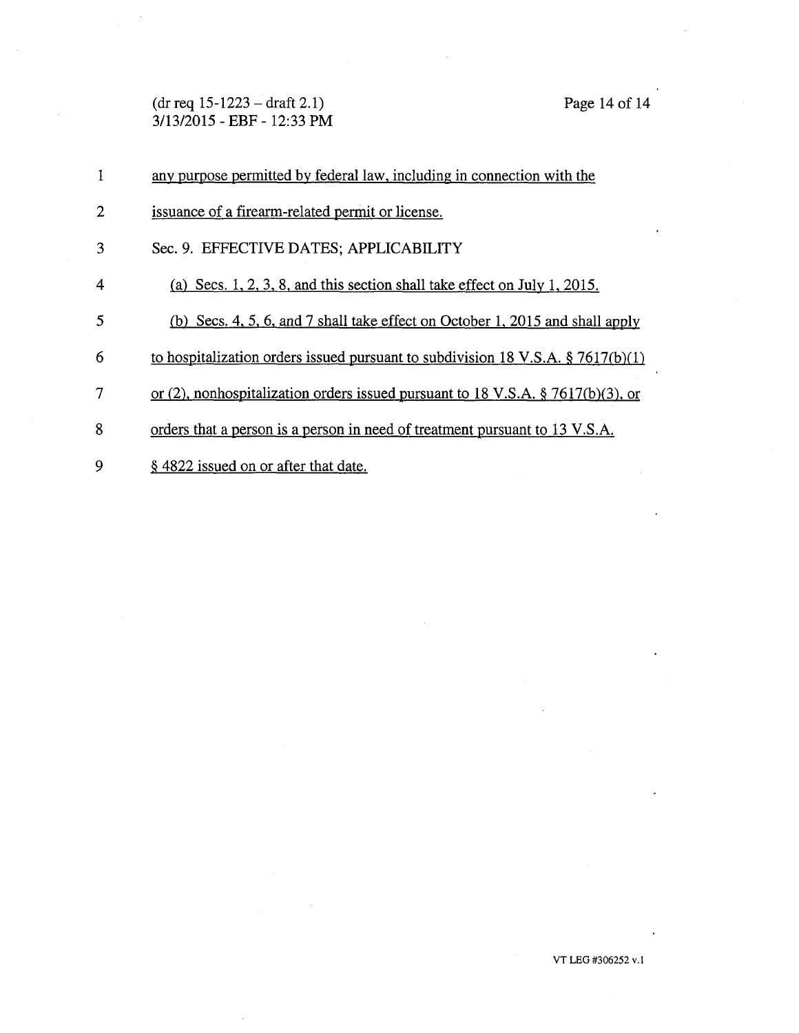any purpose permitted by federal law, including in connection with the issuance of a firearm-related permit or license.

Sec. 9. EFFECTIVE DATES; APPLICABILITY

(a) Secs. 1, 2, 3, 8, and this section shall take effect on July 1, 2015.

(b) Secs. 4, 5, 6, and 7 shall take effect on October 1, 2015 and shall apply to hospitalization orders issued pursuant to subdivision 18 V.S.A. § 7617(b)(1) or (2), nonhospitalization orders issued pursuant to 18 V.S.A. § 7617(b)(3), or orders that a person is a person in need of treatment pursuant to 13 V.S.A. § 4822 issued on or after that date.